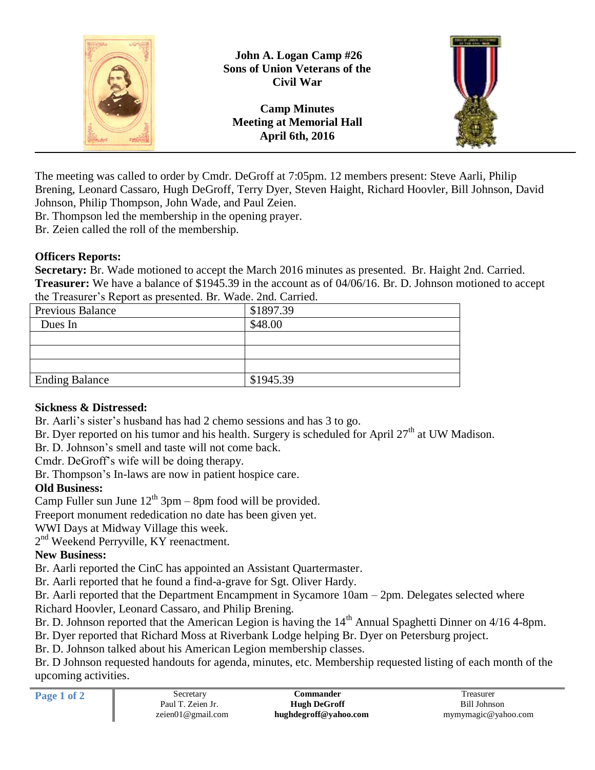# John A. Logan Camp #26
# Sons of Union Veterans of the Civil War

## Camp Minutes
## Meeting at Memorial Hall
## April 6th, 2016

The meeting was called to order by Cmdr. DeGroff at 7:05pm. 12 members present: Steve Aarli, Philip Brening, Leonard Cassaro, Hugh DeGroff, Terry Dyer, Steven Haight, Richard Hoovler, Bill Johnson, David Johnson, Philip Thompson, John Wade, and Paul Zeien.

Br. Thompson led the membership in the opening prayer.

Br. Zeien called the roll of the membership.

**Officers Reports:**

**Secretary:** Br. Wade motioned to accept the March 2016 minutes as presented. Br. Haight 2nd. Carried.

**Treasurer:** We have a balance of $1945.39 in the account as of 04/06/16. Br. D. Johnson motioned to accept the Treasurer's Report as presented. Br. Wade. 2nd. Carried.

| Previous Balance | $1897.39 |
|---|---|
| Dues In | $48.00 |
| | |
| | |
| | |
| Ending Balance | $1945.39 |

**Sickness & Distressed:**

Br. Aarli's sister's husband has had 2 chemo sessions and has 3 to go.

Br. Dyer reported on his tumor and his health. Surgery is scheduled for April 27th at UW Madison.

Br. D. Johnson's smell and taste will not come back.

Cmdr. DeGroff's wife will be doing therapy.

Br. Thompson's In-laws are now in patient hospice care.

**Old Business:**

Camp Fuller sun June 12th 3pm – 8pm food will be provided.

Freeport monument rededication no date has been given yet.

WWI Days at Midway Village this week.

2nd Weekend Perryville, KY reenactment.

**New Business:**

Br. Aarli reported the CinC has appointed an Assistant Quartermaster.

Br. Aarli reported that he found a find-a-grave for Sgt. Oliver Hardy.

Br. Aarli reported that the Department Encampment in Sycamore 10am – 2pm. Delegates selected where Richard Hoovler, Leonard Cassaro, and Philip Brening.

Br. D. Johnson reported that the American Legion is having the 14th Annual Spaghetti Dinner on 4/16 4-8pm.

Br. Dyer reported that Richard Moss at Riverbank Lodge helping Br. Dyer on Petersburg project.

Br. D. Johnson talked about his American Legion membership classes.

Br. D Johnson requested handouts for agenda, minutes, etc. Membership requested listing of each month of the upcoming activities.

| Secretary | Commander | Treasurer |
|---|---|---|
| Paul T. Zeien Jr. | **Hugh DeGroff** | Bill Johnson |
| zeien01@gmail.com | **hughdegroff@yahoo.com** | mymymagic@yahoo.com |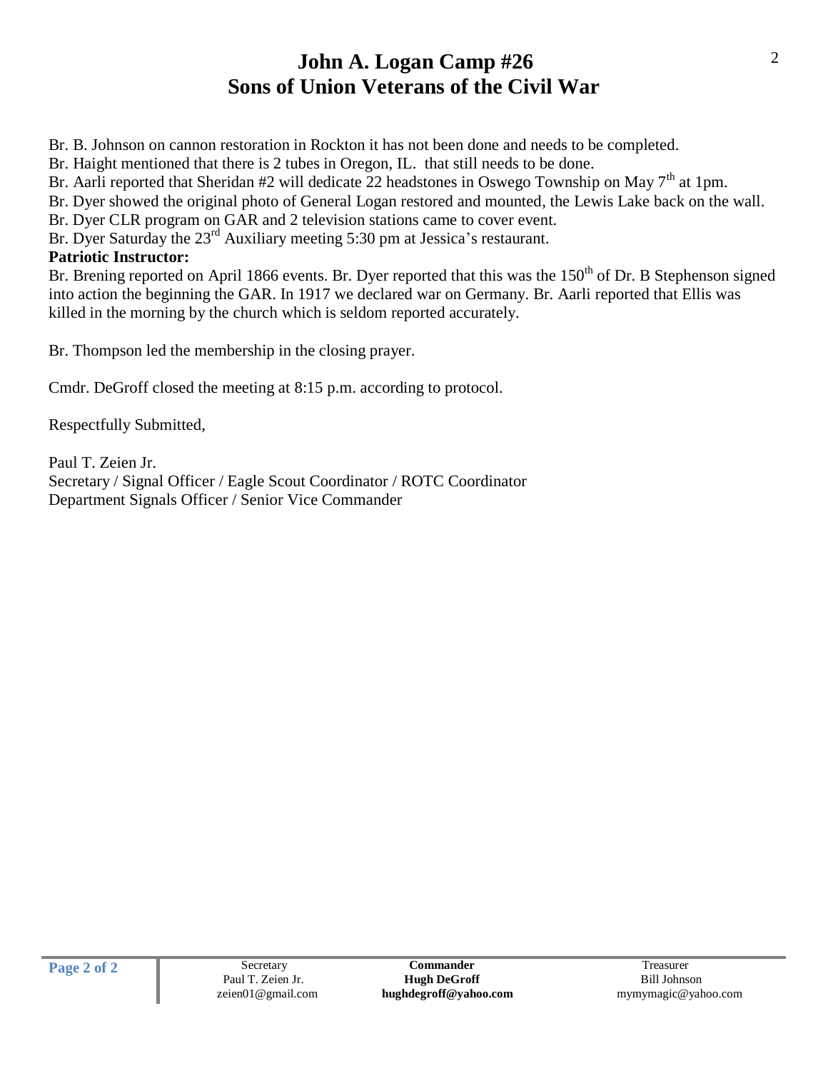# John A. Logan Camp #26
# Sons of Union Veterans of the Civil War

Br. B. Johnson on cannon restoration in Rockton it has not been done and needs to be completed.
Br. Haight mentioned that there is 2 tubes in Oregon, IL. that still needs to be done.
Br. Aarli reported that Sheridan #2 will dedicate 22 headstones in Oswego Township on May 7th at 1pm.
Br. Dyer showed the original photo of General Logan restored and mounted, the Lewis Lake back on the wall.
Br. Dyer CLR program on GAR and 2 television stations came to cover event.
Br. Dyer Saturday the 23rd Auxiliary meeting 5:30 pm at Jessica's restaurant.

**Patriotic Instructor:**
Br. Brening reported on April 1866 events. Br. Dyer reported that this was the 150th of Dr. B Stephenson signed into action the beginning the GAR. In 1917 we declared war on Germany. Br. Aarli reported that Ellis was killed in the morning by the church which is seldom reported accurately.

Br. Thompson led the membership in the closing prayer.

Cmdr. DeGroff closed the meeting at 8:15 p.m. according to protocol.

Respectfully Submitted,

Paul T. Zeien Jr.
Secretary / Signal Officer / Eagle Scout Coordinator / ROTC Coordinator
Department Signals Officer / Senior Vice Commander

| Secretary | **Commander** | Treasurer |
|---|---|---|
| Paul T. Zeien Jr. | **Hugh DeGroff** | Bill Johnson |
| zeien01@gmail.com | **hughdegroff@yahoo.com** | mymymagic@yahoo.com |